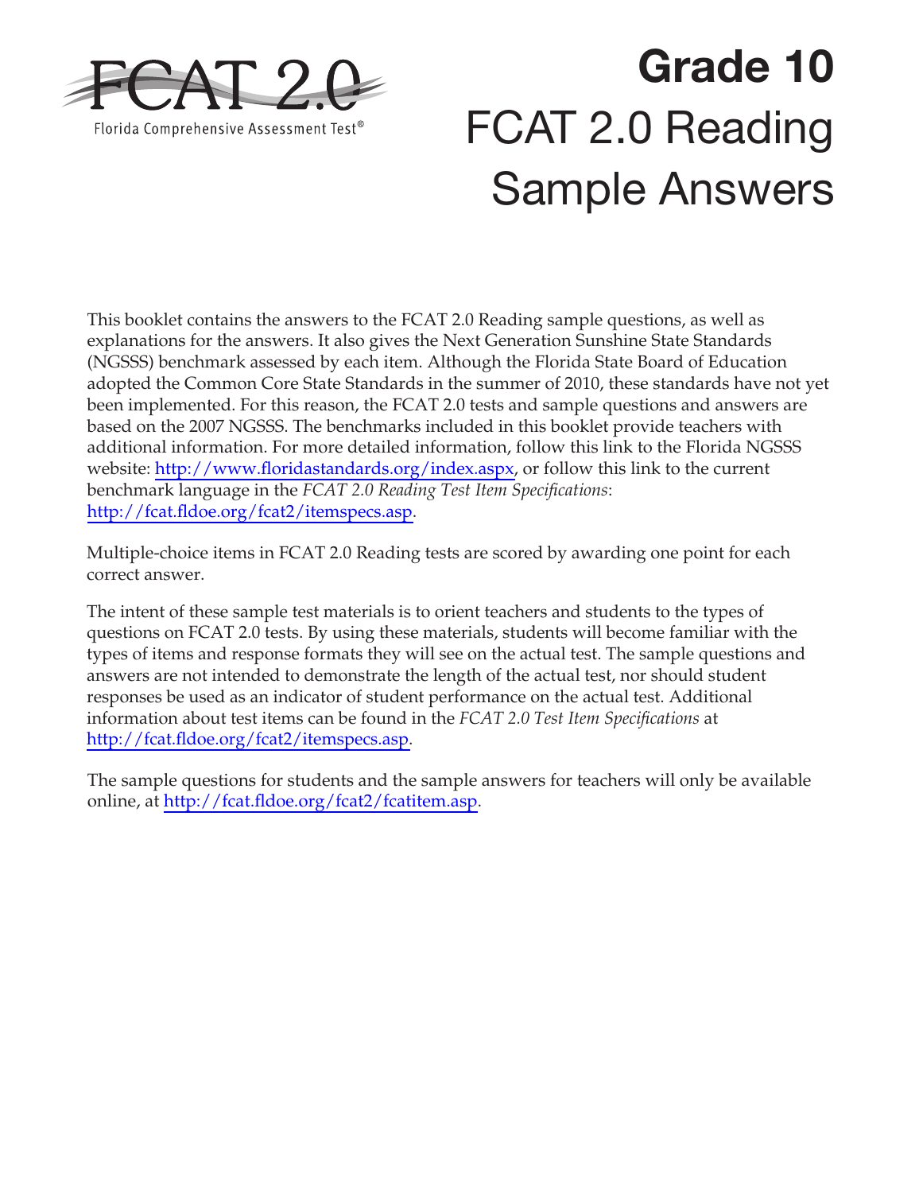FCAT 2.0

Florida Comprehensive Assessment Test®

# Grade 10

# FCAT 2.0 Reading Sample Answers

This booklet contains the answers to the FCAT 2.0 Reading sample questions, as well as explanations for the answers. It also gives the Next Generation Sunshine State Standards (NGSSS) benchmark assessed by each item. Although the Florida State Board of Education adopted the Common Core State Standards in the summer of 2010, these standards have not yet been implemented. For this reason, the FCAT 2.0 tests and sample questions and answers are based on the 2007 NGSSS. The benchmarks included in this booklet provide teachers with additional information. For more detailed information, follow this link to the Florida NGSSS website: http://www.floridastandards.org/index.aspx, or follow this link to the current benchmark language in the *FCAT 2.0 Reading Test Item Specifications*: http://fcat.fldoe.org/fcat2/itemspecs.asp.

Multiple-choice items in FCAT 2.0 Reading tests are scored by awarding one point for each correct answer.

The intent of these sample test materials is to orient teachers and students to the types of questions on FCAT 2.0 tests. By using these materials, students will become familiar with the types of items and response formats they will see on the actual test. The sample questions and answers are not intended to demonstrate the length of the actual test, nor should student responses be used as an indicator of student performance on the actual test. Additional information about test items can be found in the *FCAT 2.0 Test Item Specifications* at http://fcat.fldoe.org/fcat2/itemspecs.asp.

The sample questions for students and the sample answers for teachers will only be available online, at http://fcat.fldoe.org/fcat2/fcatitem.asp.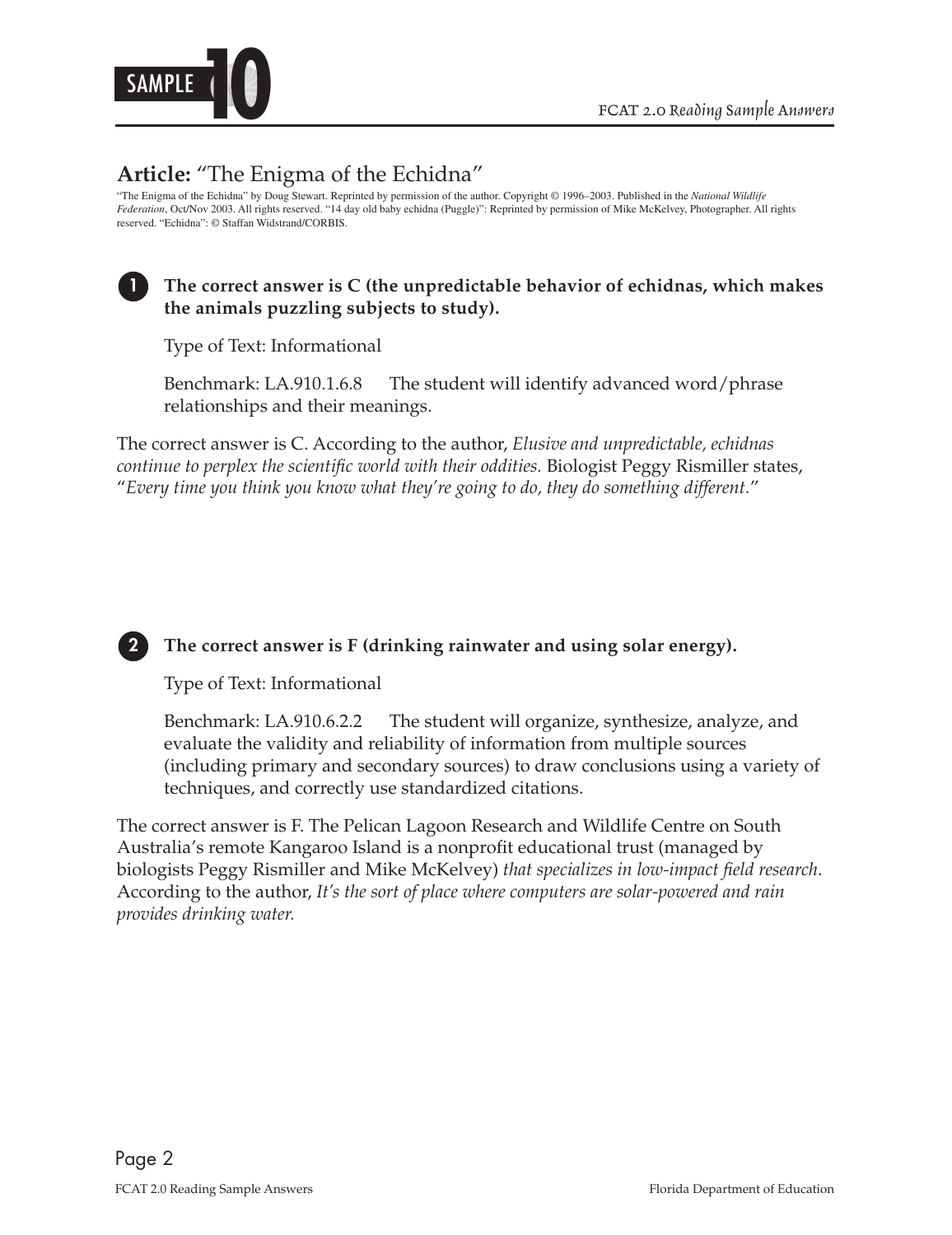# SAMPLE 10

## Article: "The Enigma of the Echidna"

"The Enigma of the Echidna" by Doug Stewart. Reprinted by permission of the author. Copyright © 1996–2003. Published in the *National Wildlife Federation*, Oct/Nov 2003. All rights reserved. "14 day old baby echidna (Puggle)": Reprinted by permission of Mike McKelvey, Photographer. All rights reserved. "Echidna": © Staffan Widstrand/CORBIS.

**1** **The correct answer is C (the unpredictable behavior of echidnas, which makes the animals puzzling subjects to study).**

Type of Text: Informational

Benchmark: LA.910.1.6.8 The student will identify advanced word/phrase relationships and their meanings.

The correct answer is C. According to the author, *Elusive and unpredictable, echidnas continue to perplex the scientific world with their oddities.* Biologist Peggy Rismiller states, "*Every time you think you know what they're going to do, they do something different.*"

**2** **The correct answer is F (drinking rainwater and using solar energy).**

Type of Text: Informational

Benchmark: LA.910.6.2.2 The student will organize, synthesize, analyze, and evaluate the validity and reliability of information from multiple sources (including primary and secondary sources) to draw conclusions using a variety of techniques, and correctly use standardized citations.

The correct answer is F. The Pelican Lagoon Research and Wildlife Centre on South Australia's remote Kangaroo Island is a nonprofit educational trust (managed by biologists Peggy Rismiller and Mike McKelvey) *that specializes in low-impact field research.* According to the author, *It's the sort of place where computers are solar-powered and rain provides drinking water.*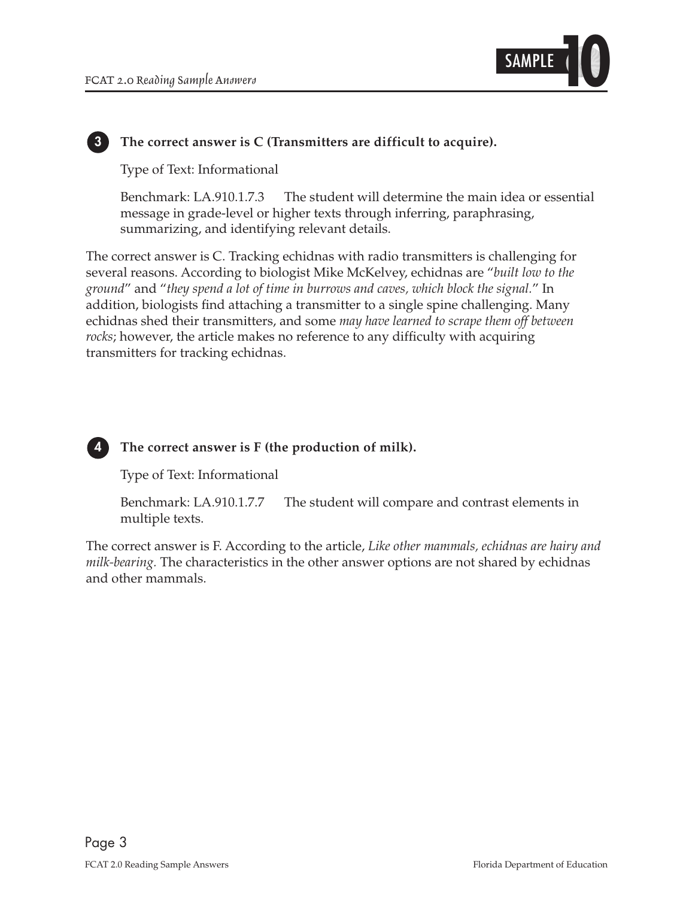**3** **The correct answer is C (Transmitters are difficult to acquire).**

Type of Text: Informational

Benchmark: LA.910.1.7.3 The student will determine the main idea or essential message in grade-level or higher texts through inferring, paraphrasing, summarizing, and identifying relevant details.

The correct answer is C. Tracking echidnas with radio transmitters is challenging for several reasons. According to biologist Mike McKelvey, echidnas are "*built low to the ground*" and "*they spend a lot of time in burrows and caves, which block the signal.*" In addition, biologists find attaching a transmitter to a single spine challenging. Many echidnas shed their transmitters, and some *may have learned to scrape them off between rocks*; however, the article makes no reference to any difficulty with acquiring transmitters for tracking echidnas.

**4** **The correct answer is F (the production of milk).**

Type of Text: Informational

Benchmark: LA.910.1.7.7 The student will compare and contrast elements in multiple texts.

The correct answer is F. According to the article, *Like other mammals, echidnas are hairy and milk-bearing.* The characteristics in the other answer options are not shared by echidnas and other mammals.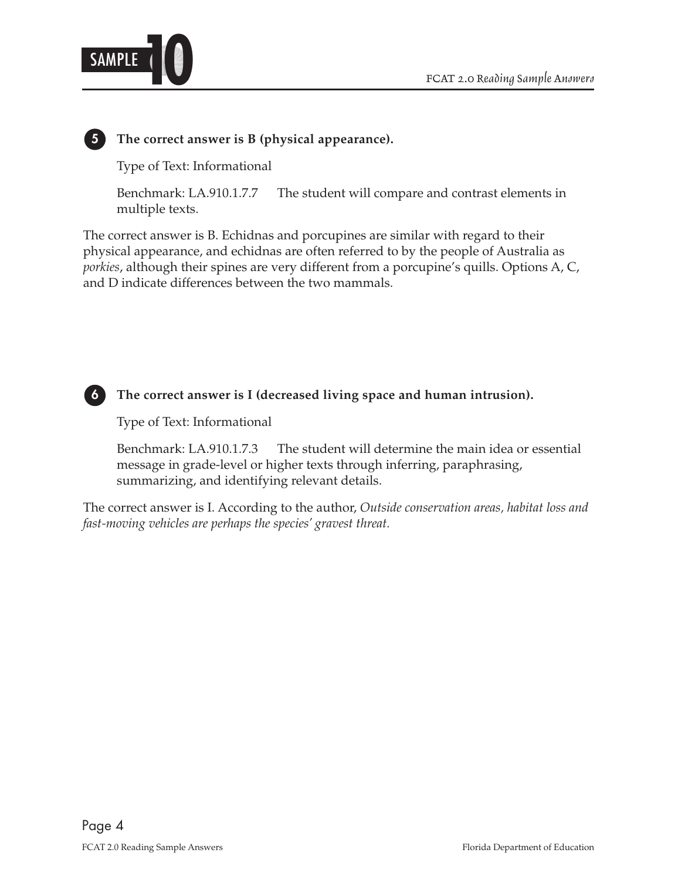**5** **The correct answer is B (physical appearance).**

Type of Text: Informational

Benchmark: LA.910.1.7.7 The student will compare and contrast elements in multiple texts.

The correct answer is B. Echidnas and porcupines are similar with regard to their physical appearance, and echidnas are often referred to by the people of Australia as *porkies*, although their spines are very different from a porcupine's quills. Options A, C, and D indicate differences between the two mammals.

**6** **The correct answer is I (decreased living space and human intrusion).**

Type of Text: Informational

Benchmark: LA.910.1.7.3 The student will determine the main idea or essential message in grade-level or higher texts through inferring, paraphrasing, summarizing, and identifying relevant details.

The correct answer is I. According to the author, *Outside conservation areas, habitat loss and fast-moving vehicles are perhaps the species' gravest threat.*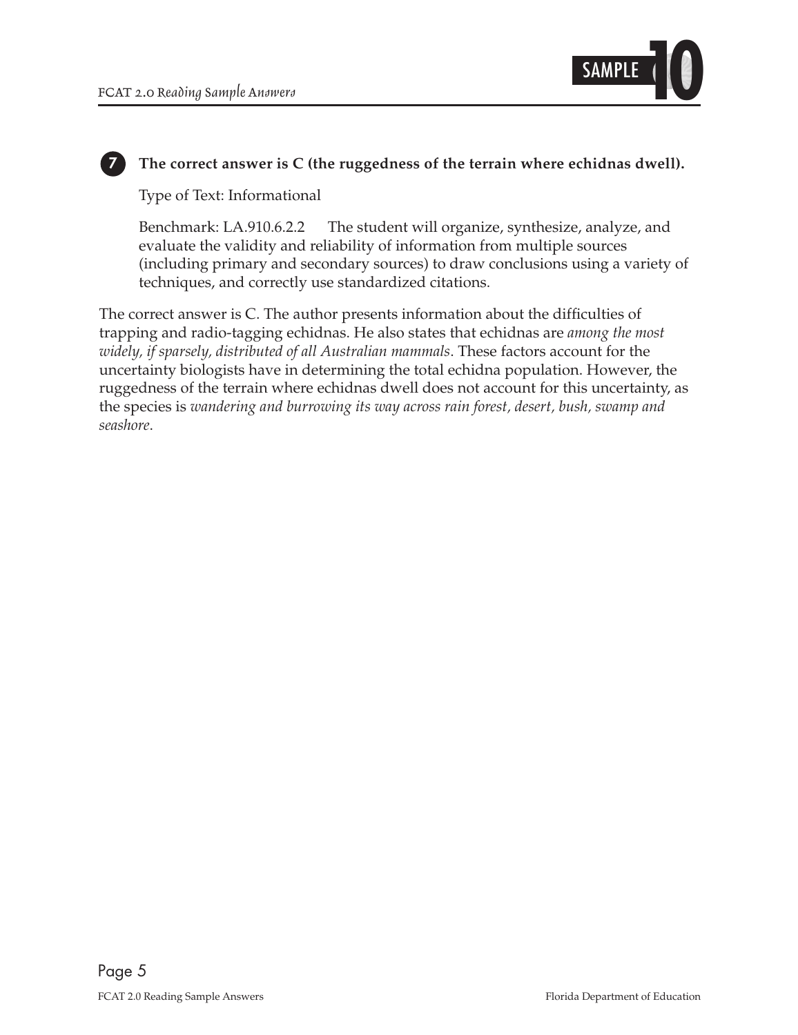**7** **The correct answer is C (the ruggedness of the terrain where echidnas dwell).**

Type of Text: Informational

Benchmark: LA.910.6.2.2 The student will organize, synthesize, analyze, and evaluate the validity and reliability of information from multiple sources (including primary and secondary sources) to draw conclusions using a variety of techniques, and correctly use standardized citations.

The correct answer is C. The author presents information about the difficulties of trapping and radio-tagging echidnas. He also states that echidnas are *among the most widely, if sparsely, distributed of all Australian mammals*. These factors account for the uncertainty biologists have in determining the total echidna population. However, the ruggedness of the terrain where echidnas dwell does not account for this uncertainty, as the species is *wandering and burrowing its way across rain forest, desert, bush, swamp and seashore*.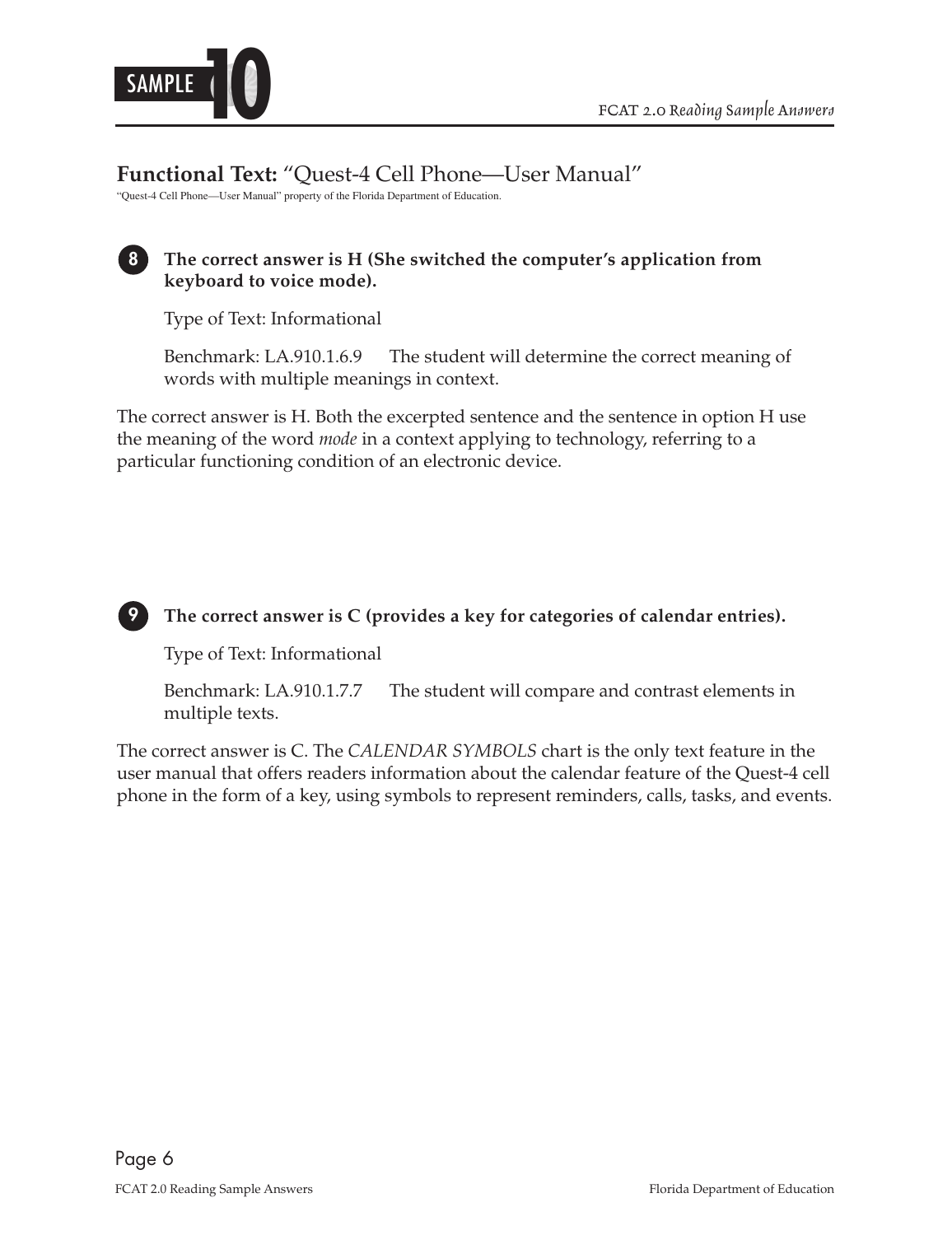**Functional Text:** "Quest-4 Cell Phone—User Manual"

"Quest-4 Cell Phone—User Manual" property of the Florida Department of Education.

**8** **The correct answer is H (She switched the computer's application from keyboard to voice mode).**

Type of Text: Informational

Benchmark: LA.910.1.6.9 The student will determine the correct meaning of words with multiple meanings in context.

The correct answer is H. Both the excerpted sentence and the sentence in option H use the meaning of the word *mode* in a context applying to technology, referring to a particular functioning condition of an electronic device.

**9** **The correct answer is C (provides a key for categories of calendar entries).**

Type of Text: Informational

Benchmark: LA.910.1.7.7 The student will compare and contrast elements in multiple texts.

The correct answer is C. The *CALENDAR SYMBOLS* chart is the only text feature in the user manual that offers readers information about the calendar feature of the Quest-4 cell phone in the form of a key, using symbols to represent reminders, calls, tasks, and events.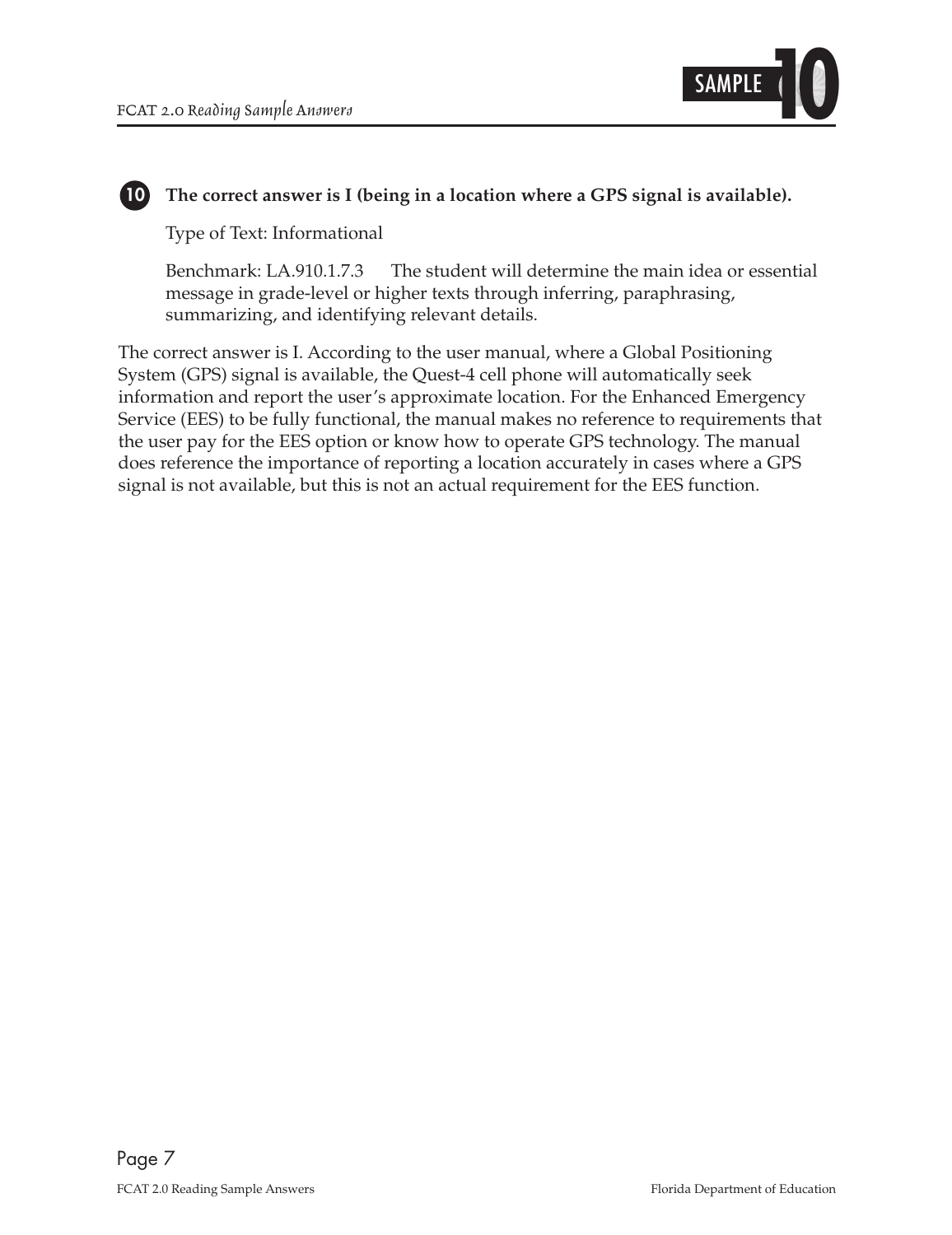**10 The correct answer is I (being in a location where a GPS signal is available).**

Type of Text: Informational

Benchmark: LA.910.1.7.3 The student will determine the main idea or essential message in grade-level or higher texts through inferring, paraphrasing, summarizing, and identifying relevant details.

The correct answer is I. According to the user manual, where a Global Positioning System (GPS) signal is available, the Quest-4 cell phone will automatically seek information and report the user's approximate location. For the Enhanced Emergency Service (EES) to be fully functional, the manual makes no reference to requirements that the user pay for the EES option or know how to operate GPS technology. The manual does reference the importance of reporting a location accurately in cases where a GPS signal is not available, but this is not an actual requirement for the EES function.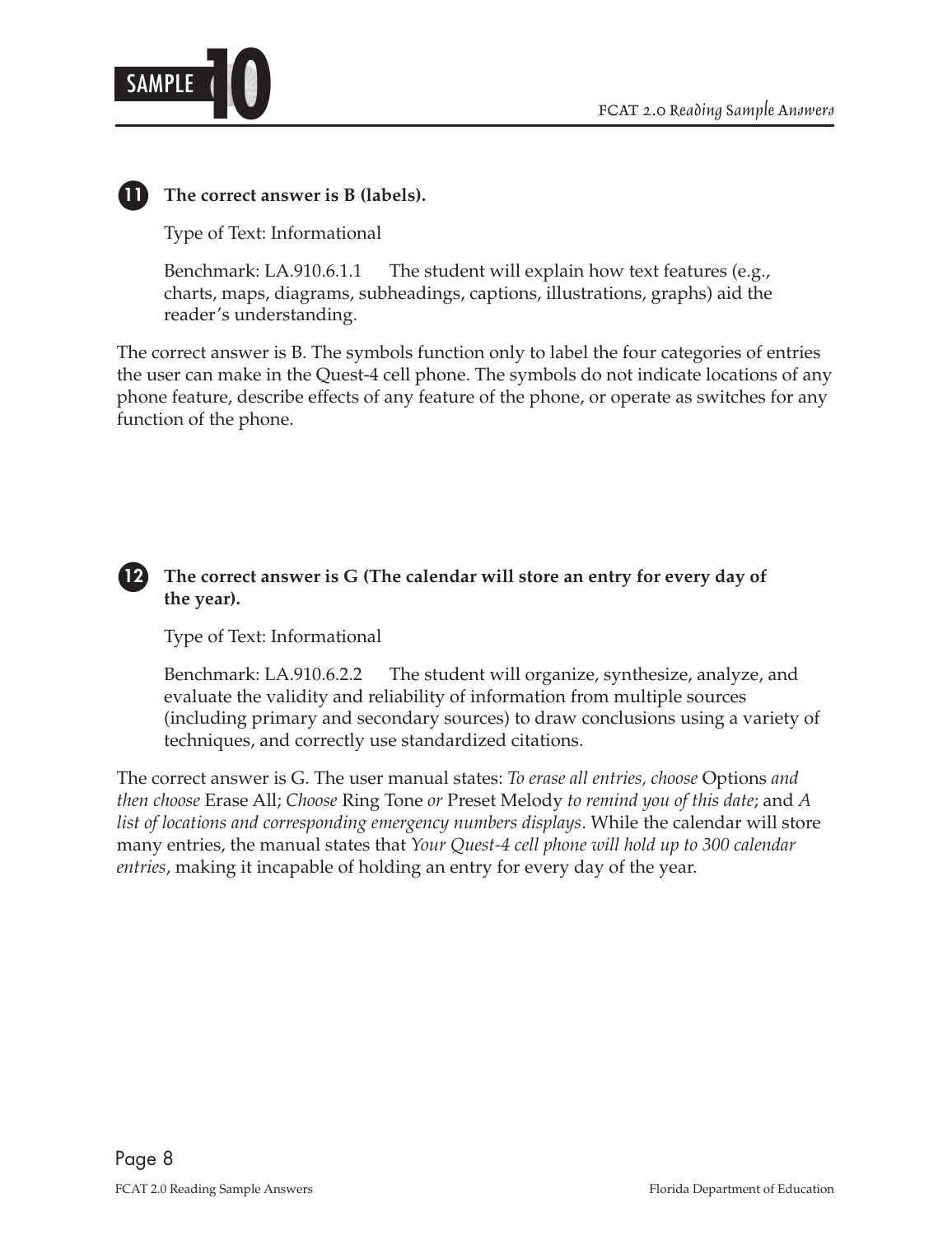**11** **The correct answer is B (labels).**

Type of Text: Informational

Benchmark: LA.910.6.1.1 The student will explain how text features (e.g., charts, maps, diagrams, subheadings, captions, illustrations, graphs) aid the reader's understanding.

The correct answer is B. The symbols function only to label the four categories of entries the user can make in the Quest-4 cell phone. The symbols do not indicate locations of any phone feature, describe effects of any feature of the phone, or operate as switches for any function of the phone.

**12** **The correct answer is G (The calendar will store an entry for every day of the year).**

Type of Text: Informational

Benchmark: LA.910.6.2.2 The student will organize, synthesize, analyze, and evaluate the validity and reliability of information from multiple sources (including primary and secondary sources) to draw conclusions using a variety of techniques, and correctly use standardized citations.

The correct answer is G. The user manual states: *To erase all entries, choose* Options *and then choose* Erase All; *Choose* Ring Tone *or* Preset Melody *to remind you of this date*; and *A list of locations and corresponding emergency numbers displays*. While the calendar will store many entries, the manual states that *Your Quest-4 cell phone will hold up to 300 calendar entries*, making it incapable of holding an entry for every day of the year.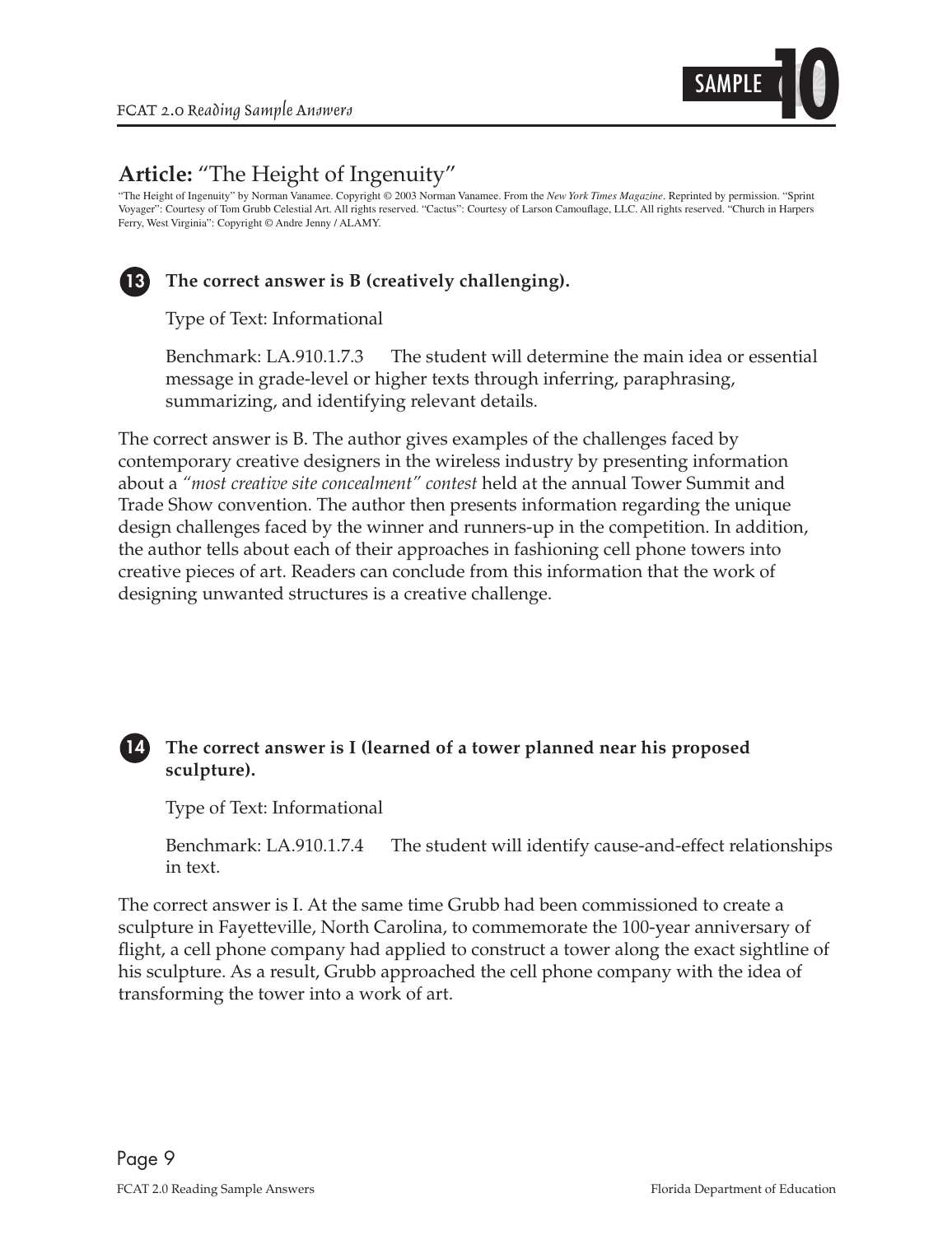## Article: "The Height of Ingenuity"

"The Height of Ingenuity" by Norman Vanamee. Copyright © 2003 Norman Vanamee. From the *New York Times Magazine*. Reprinted by permission. "Sprint Voyager": Courtesy of Tom Grubb Celestial Art. All rights reserved. "Cactus": Courtesy of Larson Camouflage, LLC. All rights reserved. "Church in Harpers Ferry, West Virginia": Copyright © Andre Jenny / ALAMY.

### 13 **The correct answer is B (creatively challenging).**

Type of Text: Informational

Benchmark: LA.910.1.7.3 The student will determine the main idea or essential message in grade-level or higher texts through inferring, paraphrasing, summarizing, and identifying relevant details.

The correct answer is B. The author gives examples of the challenges faced by contemporary creative designers in the wireless industry by presenting information about a *"most creative site concealment" contest* held at the annual Tower Summit and Trade Show convention. The author then presents information regarding the unique design challenges faced by the winner and runners-up in the competition. In addition, the author tells about each of their approaches in fashioning cell phone towers into creative pieces of art. Readers can conclude from this information that the work of designing unwanted structures is a creative challenge.

### 14 **The correct answer is I (learned of a tower planned near his proposed sculpture).**

Type of Text: Informational

Benchmark: LA.910.1.7.4 The student will identify cause-and-effect relationships in text.

The correct answer is I. At the same time Grubb had been commissioned to create a sculpture in Fayetteville, North Carolina, to commemorate the 100-year anniversary of flight, a cell phone company had applied to construct a tower along the exact sightline of his sculpture. As a result, Grubb approached the cell phone company with the idea of transforming the tower into a work of art.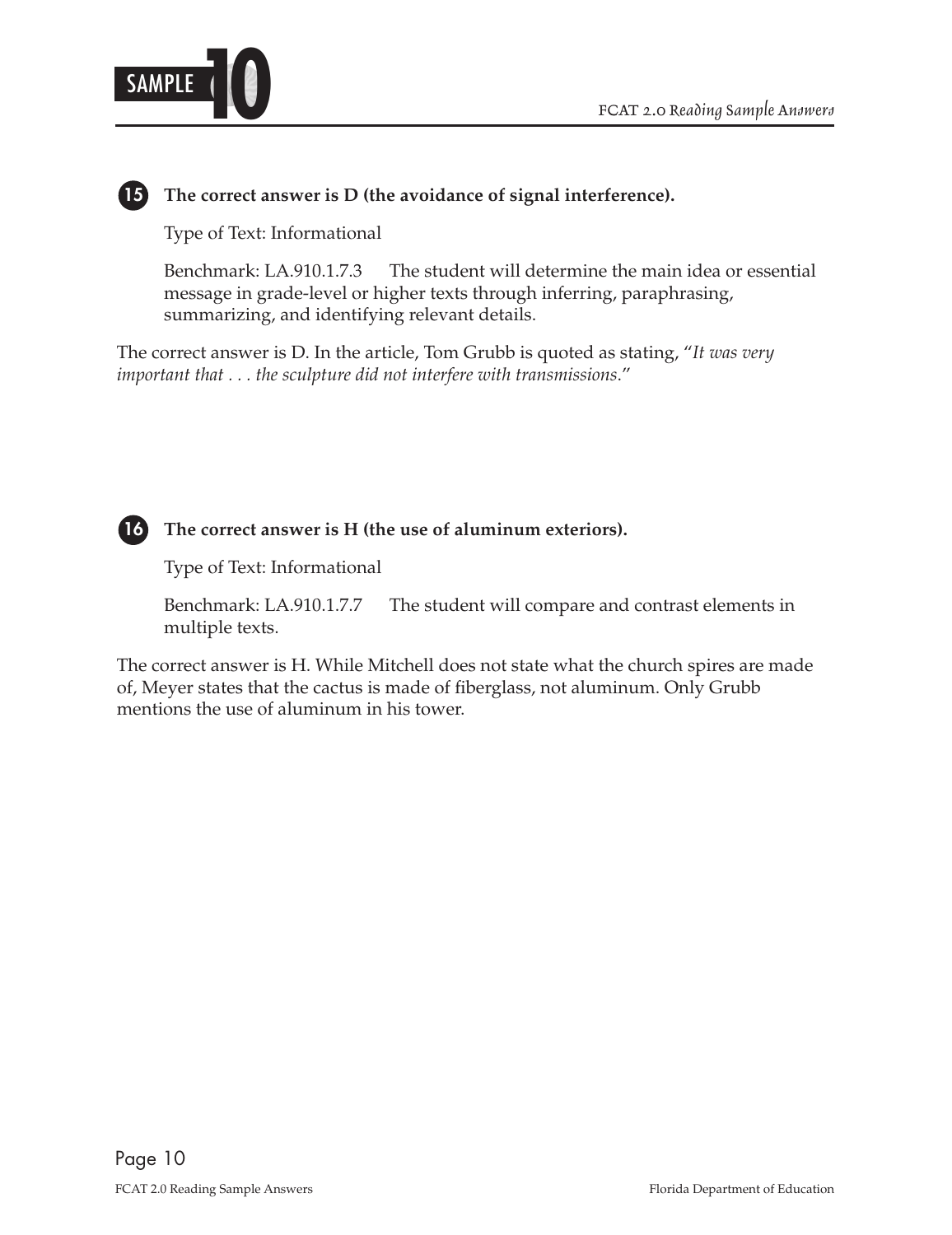**15** **The correct answer is D (the avoidance of signal interference).**

Type of Text: Informational

Benchmark: LA.910.1.7.3 The student will determine the main idea or essential message in grade-level or higher texts through inferring, paraphrasing, summarizing, and identifying relevant details.

The correct answer is D. In the article, Tom Grubb is quoted as stating, "*It was very important that . . . the sculpture did not interfere with transmissions*."

**16** **The correct answer is H (the use of aluminum exteriors).**

Type of Text: Informational

Benchmark: LA.910.1.7.7 The student will compare and contrast elements in multiple texts.

The correct answer is H. While Mitchell does not state what the church spires are made of, Meyer states that the cactus is made of fiberglass, not aluminum. Only Grubb mentions the use of aluminum in his tower.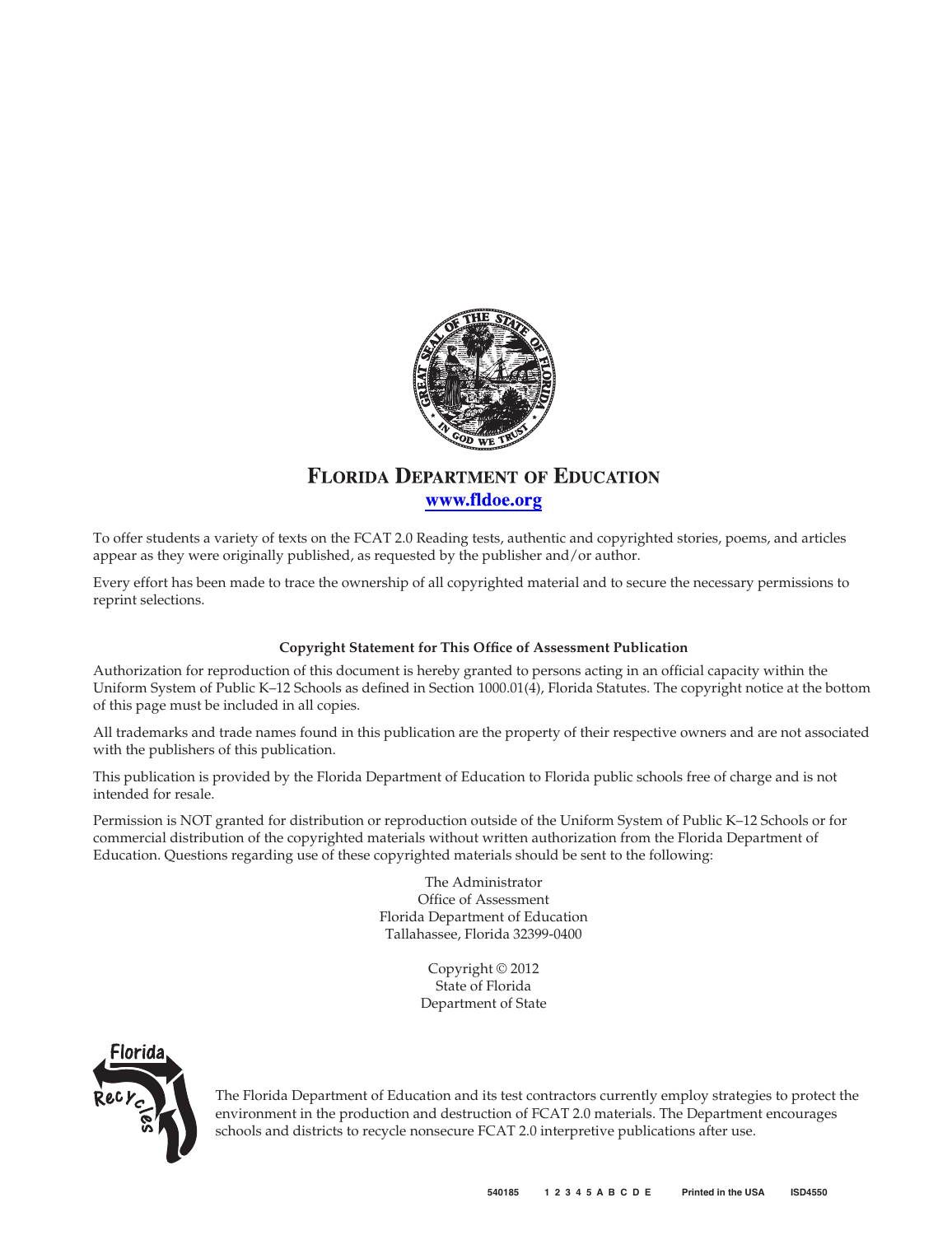# Florida Department of Education

www.fldoe.org

To offer students a variety of texts on the FCAT 2.0 Reading tests, authentic and copyrighted stories, poems, and articles appear as they were originally published, as requested by the publisher and/or author.

Every effort has been made to trace the ownership of all copyrighted material and to secure the necessary permissions to reprint selections.

**Copyright Statement for This Office of Assessment Publication**

Authorization for reproduction of this document is hereby granted to persons acting in an official capacity within the Uniform System of Public K–12 Schools as defined in Section 1000.01(4), Florida Statutes. The copyright notice at the bottom of this page must be included in all copies.

All trademarks and trade names found in this publication are the property of their respective owners and are not associated with the publishers of this publication.

This publication is provided by the Florida Department of Education to Florida public schools free of charge and is not intended for resale.

Permission is NOT granted for distribution or reproduction outside of the Uniform System of Public K–12 Schools or for commercial distribution of the copyrighted materials without written authorization from the Florida Department of Education. Questions regarding use of these copyrighted materials should be sent to the following:

The Administrator
Office of Assessment
Florida Department of Education
Tallahassee, Florida 32399-0400

Copyright © 2012
State of Florida
Department of State

The Florida Department of Education and its test contractors currently employ strategies to protect the environment in the production and destruction of FCAT 2.0 materials. The Department encourages schools and districts to recycle nonsecure FCAT 2.0 interpretive publications after use.

540185 1 2 3 4 5 A B C D E Printed in the USA ISD4550